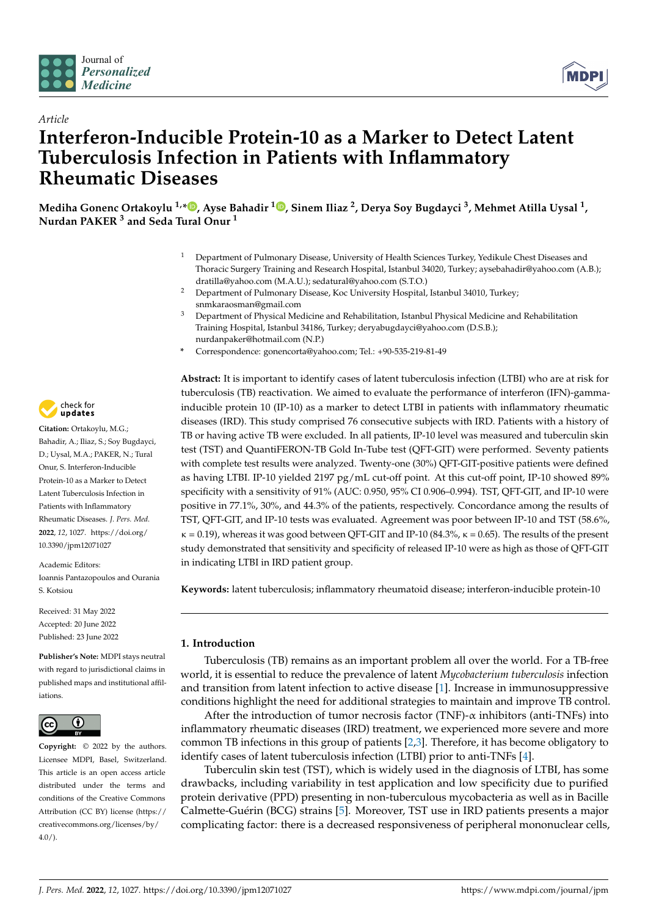*Article*

# Interferon-Inducible Protein-10 as a Marker to Detect Latent Tuberculosis Infection in Patients with Inflammatory Rheumatic Diseases

**Mediha Gonenc Ortakoylu [1,*], Ayse Bahadir [1], Sinem Iliaz [2], Derya Soy Bugdayci [3], Mehmet Atilla Uysal [1], Nurdan PAKER [3] and Seda Tural Onur [1]**

[1] Department of Pulmonary Disease, University of Health Sciences Turkey, Yedikule Chest Diseases and Thoracic Surgery Training and Research Hospital, Istanbul 34020, Turkey; aysebahadir@yahoo.com (A.B.); dratilla@yahoo.com (M.A.U.); sedatural@yahoo.com (S.T.O.)

[2] Department of Pulmonary Disease, Koc University Hospital, Istanbul 34010, Turkey; snmkaraosman@gmail.com

[3] Department of Physical Medicine and Rehabilitation, Istanbul Physical Medicine and Rehabilitation Training Hospital, Istanbul 34186, Turkey; deryabugdayci@yahoo.com (D.S.B.); nurdanpaker@hotmail.com (N.P.)

\* Correspondence: gonencorta@yahoo.com; Tel.: +90-535-219-81-49

**Citation:** Ortakoylu, M.G.; Bahadir, A.; Iliaz, S.; Soy Bugdayci, D.; Uysal, M.A.; PAKER, N.; Tural Onur, S. Interferon-Inducible Protein-10 as a Marker to Detect Latent Tuberculosis Infection in Patients with Inflammatory Rheumatic Diseases. *J. Pers. Med.* **2022**, *12*, 1027. https://doi.org/10.3390/jpm12071027

Academic Editors: Ioannis Pantazopoulos and Ourania S. Kotsiou

Received: 31 May 2022
Accepted: 20 June 2022
Published: 23 June 2022

**Publisher's Note:** MDPI stays neutral with regard to jurisdictional claims in published maps and institutional affiliations.

**Copyright:** © 2022 by the authors. Licensee MDPI, Basel, Switzerland. This article is an open access article distributed under the terms and conditions of the Creative Commons Attribution (CC BY) license (https://creativecommons.org/licenses/by/4.0/).

**Abstract:** It is important to identify cases of latent tuberculosis infection (LTBI) who are at risk for tuberculosis (TB) reactivation. We aimed to evaluate the performance of interferon (IFN)-gamma-inducible protein 10 (IP-10) as a marker to detect LTBI in patients with inflammatory rheumatic diseases (IRD). This study comprised 76 consecutive subjects with IRD. Patients with a history of TB or having active TB were excluded. In all patients, IP-10 level was measured and tuberculin skin test (TST) and QuantiFERON-TB Gold In-Tube test (QFT-GIT) were performed. Seventy patients with complete test results were analyzed. Twenty-one (30%) QFT-GIT-positive patients were defined as having LTBI. IP-10 yielded 2197 pg/mL cut-off point. At this cut-off point, IP-10 showed 89% specificity with a sensitivity of 91% (AUC: 0.950, 95% CI 0.906–0.994). TST, QFT-GIT, and IP-10 were positive in 77.1%, 30%, and 44.3% of the patients, respectively. Concordance among the results of TST, QFT-GIT, and IP-10 tests was evaluated. Agreement was poor between IP-10 and TST (58.6%, $\kappa$ = 0.19), whereas it was good between QFT-GIT and IP-10 (84.3%, $\kappa$ = 0.65). The results of the present study demonstrated that sensitivity and specificity of released IP-10 were as high as those of QFT-GIT in indicating LTBI in IRD patient group.

**Keywords:** latent tuberculosis; inflammatory rheumatoid disease; interferon-inducible protein-10

## 1. Introduction

Tuberculosis (TB) remains as an important problem all over the world. For a TB-free world, it is essential to reduce the prevalence of latent *Mycobacterium tuberculosis* infection and transition from latent infection to active disease [1]. Increase in immunosuppressive conditions highlight the need for additional strategies to maintain and improve TB control.

After the introduction of tumor necrosis factor (TNF)-$\alpha$ inhibitors (anti-TNFs) into inflammatory rheumatic diseases (IRD) treatment, we experienced more severe and more common TB infections in this group of patients [2,3]. Therefore, it has become obligatory to identify cases of latent tuberculosis infection (LTBI) prior to anti-TNFs [4].

Tuberculin skin test (TST), which is widely used in the diagnosis of LTBI, has some drawbacks, including variability in test application and low specificity due to purified protein derivative (PPD) presenting in non-tuberculous mycobacteria as well as in Bacille Calmette-Guérin (BCG) strains [5]. Moreover, TST use in IRD patients presents a major complicating factor: there is a decreased responsiveness of peripheral mononuclear cells,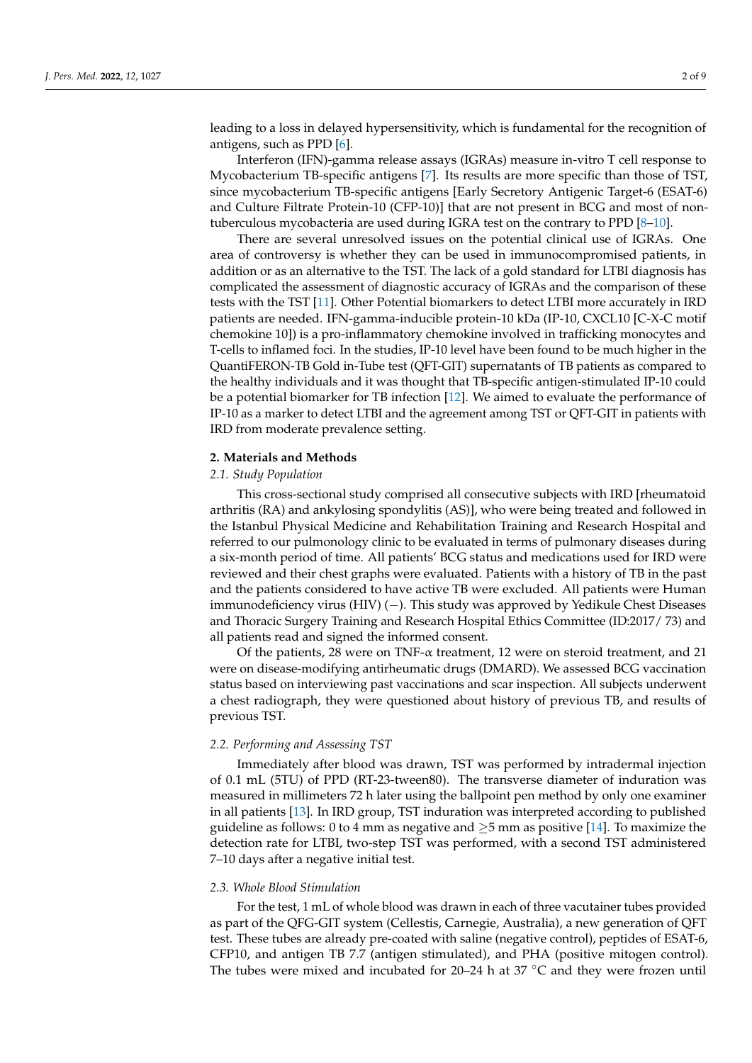leading to a loss in delayed hypersensitivity, which is fundamental for the recognition of antigens, such as PPD [6].

Interferon (IFN)-gamma release assays (IGRAs) measure in-vitro T cell response to Mycobacterium TB-specific antigens [7]. Its results are more specific than those of TST, since mycobacterium TB-specific antigens [Early Secretory Antigenic Target-6 (ESAT-6) and Culture Filtrate Protein-10 (CFP-10)] that are not present in BCG and most of non-tuberculous mycobacteria are used during IGRA test on the contrary to PPD [8–10].

There are several unresolved issues on the potential clinical use of IGRAs. One area of controversy is whether they can be used in immunocompromised patients, in addition or as an alternative to the TST. The lack of a gold standard for LTBI diagnosis has complicated the assessment of diagnostic accuracy of IGRAs and the comparison of these tests with the TST [11]. Other Potential biomarkers to detect LTBI more accurately in IRD patients are needed. IFN-gamma-inducible protein-10 kDa (IP-10, CXCL10 [C-X-C motif chemokine 10]) is a pro-inflammatory chemokine involved in trafficking monocytes and T-cells to inflamed foci. In the studies, IP-10 level have been found to be much higher in the QuantiFERON-TB Gold in-Tube test (QFT-GIT) supernatants of TB patients as compared to the healthy individuals and it was thought that TB-specific antigen-stimulated IP-10 could be a potential biomarker for TB infection [12]. We aimed to evaluate the performance of IP-10 as a marker to detect LTBI and the agreement among TST or QFT-GIT in patients with IRD from moderate prevalence setting.

## 2. Materials and Methods

### 2.1. Study Population

This cross-sectional study comprised all consecutive subjects with IRD [rheumatoid arthritis (RA) and ankylosing spondylitis (AS)], who were being treated and followed in the Istanbul Physical Medicine and Rehabilitation Training and Research Hospital and referred to our pulmonology clinic to be evaluated in terms of pulmonary diseases during a six-month period of time. All patients' BCG status and medications used for IRD were reviewed and their chest graphs were evaluated. Patients with a history of TB in the past and the patients considered to have active TB were excluded. All patients were Human immunodeficiency virus (HIV) (−). This study was approved by Yedikule Chest Diseases and Thoracic Surgery Training and Research Hospital Ethics Committee (ID:2017/ 73) and all patients read and signed the informed consent.

Of the patients, 28 were on TNF-$\alpha$ treatment, 12 were on steroid treatment, and 21 were on disease-modifying antirheumatic drugs (DMARD). We assessed BCG vaccination status based on interviewing past vaccinations and scar inspection. All subjects underwent a chest radiograph, they were questioned about history of previous TB, and results of previous TST.

### 2.2. Performing and Assessing TST

Immediately after blood was drawn, TST was performed by intradermal injection of 0.1 mL (5TU) of PPD (RT-23-tween80). The transverse diameter of induration was measured in millimeters 72 h later using the ballpoint pen method by only one examiner in all patients [13]. In IRD group, TST induration was interpreted according to published guideline as follows: 0 to 4 mm as negative and $\geq$5 mm as positive [14]. To maximize the detection rate for LTBI, two-step TST was performed, with a second TST administered 7–10 days after a negative initial test.

### 2.3. Whole Blood Stimulation

For the test, 1 mL of whole blood was drawn in each of three vacutainer tubes provided as part of the QFG-GIT system (Cellestis, Carnegie, Australia), a new generation of QFT test. These tubes are already pre-coated with saline (negative control), peptides of ESAT-6, CFP10, and antigen TB 7.7 (antigen stimulated), and PHA (positive mitogen control). The tubes were mixed and incubated for 20–24 h at 37 °C and they were frozen until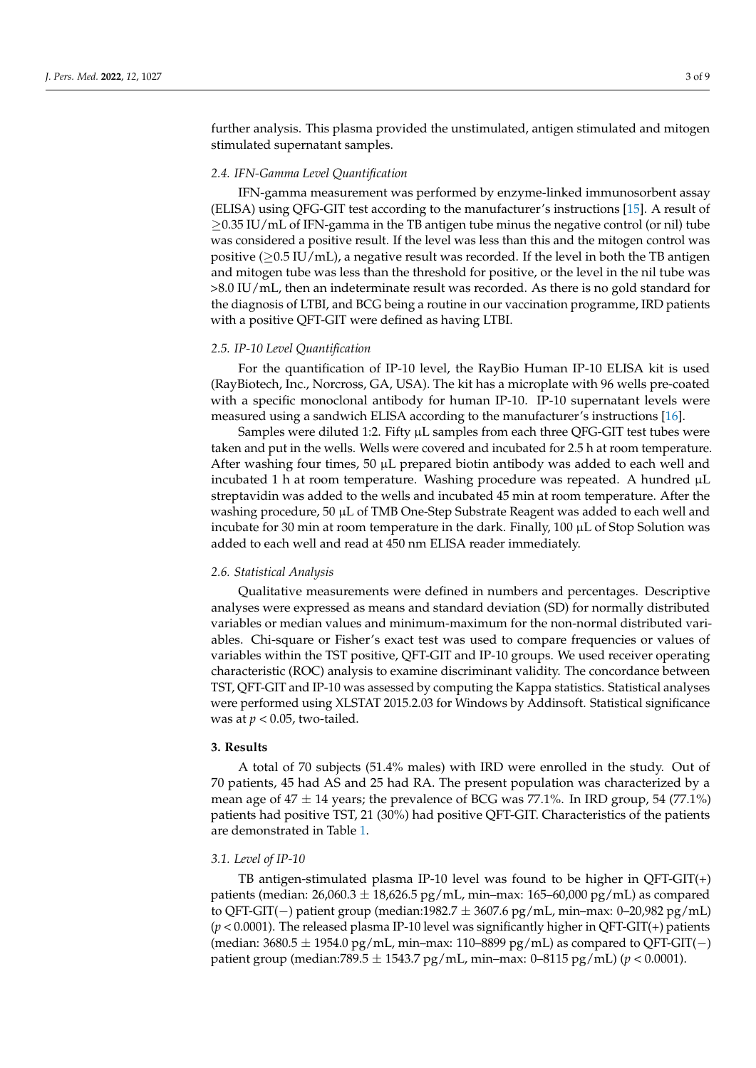further analysis. This plasma provided the unstimulated, antigen stimulated and mitogen stimulated supernatant samples.

### 2.4. IFN-Gamma Level Quantification

IFN-gamma measurement was performed by enzyme-linked immunosorbent assay (ELISA) using QFG-GIT test according to the manufacturer's instructions [15]. A result of $\geq$0.35 IU/mL of IFN-gamma in the TB antigen tube minus the negative control (or nil) tube was considered a positive result. If the level was less than this and the mitogen control was positive ($\geq$0.5 IU/mL), a negative result was recorded. If the level in both the TB antigen and mitogen tube was less than the threshold for positive, or the level in the nil tube was >8.0 IU/mL, then an indeterminate result was recorded. As there is no gold standard for the diagnosis of LTBI, and BCG being a routine in our vaccination programme, IRD patients with a positive QFT-GIT were defined as having LTBI.

### 2.5. IP-10 Level Quantification

For the quantification of IP-10 level, the RayBio Human IP-10 ELISA kit is used (RayBiotech, Inc., Norcross, GA, USA). The kit has a microplate with 96 wells pre-coated with a specific monoclonal antibody for human IP-10. IP-10 supernatant levels were measured using a sandwich ELISA according to the manufacturer's instructions [16].

Samples were diluted 1:2. Fifty µL samples from each three QFG-GIT test tubes were taken and put in the wells. Wells were covered and incubated for 2.5 h at room temperature. After washing four times, 50 µL prepared biotin antibody was added to each well and incubated 1 h at room temperature. Washing procedure was repeated. A hundred µL streptavidin was added to the wells and incubated 45 min at room temperature. After the washing procedure, 50 µL of TMB One-Step Substrate Reagent was added to each well and incubate for 30 min at room temperature in the dark. Finally, 100 µL of Stop Solution was added to each well and read at 450 nm ELISA reader immediately.

### 2.6. Statistical Analysis

Qualitative measurements were defined in numbers and percentages. Descriptive analyses were expressed as means and standard deviation (SD) for normally distributed variables or median values and minimum-maximum for the non-normal distributed variables. Chi-square or Fisher's exact test was used to compare frequencies or values of variables within the TST positive, QFT-GIT and IP-10 groups. We used receiver operating characteristic (ROC) analysis to examine discriminant validity. The concordance between TST, QFT-GIT and IP-10 was assessed by computing the Kappa statistics. Statistical analyses were performed using XLSTAT 2015.2.03 for Windows by Addinsoft. Statistical significance was at $p < 0.05$, two-tailed.

## 3. Results

A total of 70 subjects (51.4% males) with IRD were enrolled in the study. Out of 70 patients, 45 had AS and 25 had RA. The present population was characterized by a mean age of 47 $\pm$ 14 years; the prevalence of BCG was 77.1%. In IRD group, 54 (77.1%) patients had positive TST, 21 (30%) had positive QFT-GIT. Characteristics of the patients are demonstrated in Table 1.

### 3.1. Level of IP-10

TB antigen-stimulated plasma IP-10 level was found to be higher in QFT-GIT(+) patients (median: 26,060.3 $\pm$ 18,626.5 pg/mL, min–max: 165–60,000 pg/mL) as compared to QFT-GIT(−) patient group (median:1982.7 $\pm$ 3607.6 pg/mL, min–max: 0–20,982 pg/mL) ($p < 0.0001$). The released plasma IP-10 level was significantly higher in QFT-GIT(+) patients (median: 3680.5 $\pm$ 1954.0 pg/mL, min–max: 110–8899 pg/mL) as compared to QFT-GIT(−) patient group (median:789.5 $\pm$ 1543.7 pg/mL, min–max: 0–8115 pg/mL) ($p < 0.0001$).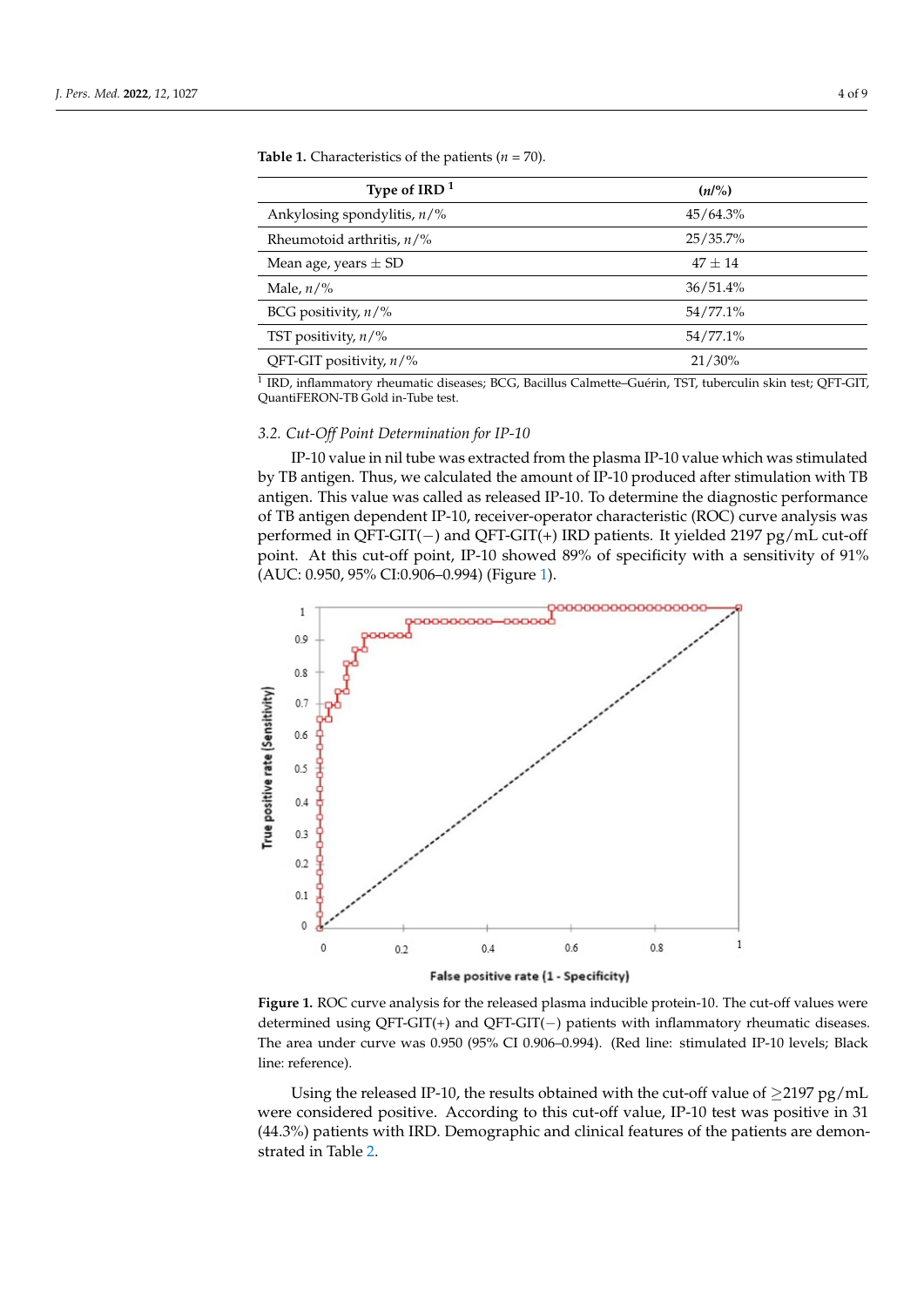**Table 1.** Characteristics of the patients ($n$ = 70).

| Type of IRD [1] | ($n$/%) |
|---|---|
| Ankylosing spondylitis, $n$/% | 45/64.3% |
| Rheumotoid arthritis, $n$/% | 25/35.7% |
| Mean age, years ± SD | 47 ± 14 |
| Male, $n$/% | 36/51.4% |
| BCG positivity, $n$/% | 54/77.1% |
| TST positivity, $n$/% | 54/77.1% |
| QFT-GIT positivity, $n$/% | 21/30% |

[1] IRD, inflammatory rheumatic diseases; BCG, Bacillus Calmette–Guérin, TST, tuberculin skin test; QFT-GIT, QuantiFERON-TB Gold in-Tube test.

### 3.2. Cut-Off Point Determination for IP-10

IP-10 value in nil tube was extracted from the plasma IP-10 value which was stimulated by TB antigen. Thus, we calculated the amount of IP-10 produced after stimulation with TB antigen. This value was called as released IP-10. To determine the diagnostic performance of TB antigen dependent IP-10, receiver-operator characteristic (ROC) curve analysis was performed in QFT-GIT(−) and QFT-GIT(+) IRD patients. It yielded 2197 pg/mL cut-off point. At this cut-off point, IP-10 showed 89% of specificity with a sensitivity of 91% (AUC: 0.950, 95% CI:0.906–0.994) (Figure 1).

**Figure 1.** ROC curve analysis for the released plasma inducible protein-10. The cut-off values were determined using QFT-GIT(+) and QFT-GIT(−) patients with inflammatory rheumatic diseases. The area under curve was 0.950 (95% CI 0.906–0.994). (Red line: stimulated IP-10 levels; Black line: reference).

Using the released IP-10, the results obtained with the cut-off value of ≥2197 pg/mL were considered positive. According to this cut-off value, IP-10 test was positive in 31 (44.3%) patients with IRD. Demographic and clinical features of the patients are demonstrated in Table 2.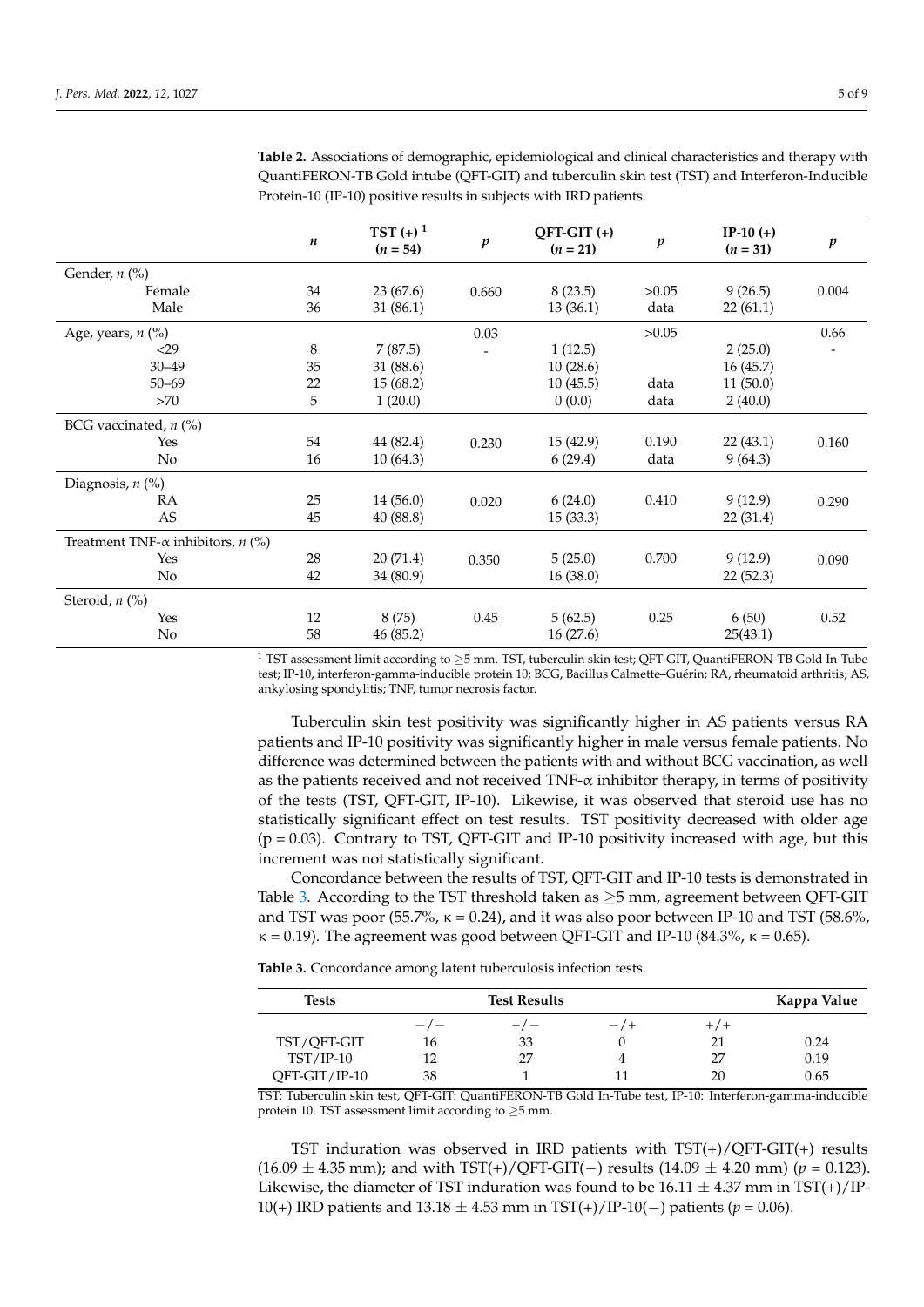**Table 2.** Associations of demographic, epidemiological and clinical characteristics and therapy with QuantiFERON-TB Gold intube (QFT-GIT) and tuberculin skin test (TST) and Interferon-Inducible Protein-10 (IP-10) positive results in subjects with IRD patients.

| | *n* | TST (+) [1] (*n* = 54) | *p* | QFT-GIT (+) (*n* = 21) | *p* | IP-10 (+) (*n* = 31) | *p* |
|---|---|---|---|---|---|---|---|
| Gender, *n* (%) | | | | | | | |
| Female | 34 | 23 (67.6) | 0.660 | 8 (23.5) | >0.05 | 9 (26.5) | 0.004 |
| Male | 36 | 31 (86.1) | | 13 (36.1) | data | 22 (61.1) | |
| Age, years, *n* (%) | | | 0.03 | | >0.05 | | 0.66 |
| <29 | 8 | 7 (87.5) | - | 1 (12.5) | | 2 (25.0) | - |
| 30–49 | 35 | 31 (88.6) | | 10 (28.6) | | 16 (45.7) | |
| 50–69 | 22 | 15 (68.2) | | 10 (45.5) | data | 11 (50.0) | |
| >70 | 5 | 1 (20.0) | | 0 (0.0) | data | 2 (40.0) | |
| BCG vaccinated, *n* (%) | | | | | | | |
| Yes | 54 | 44 (82.4) | 0.230 | 15 (42.9) | 0.190 | 22 (43.1) | 0.160 |
| No | 16 | 10 (64.3) | | 6 (29.4) | data | 9 (64.3) | |
| Diagnosis, *n* (%) | | | | | | | |
| RA | 25 | 14 (56.0) | 0.020 | 6 (24.0) | 0.410 | 9 (12.9) | 0.290 |
| AS | 45 | 40 (88.8) | | 15 (33.3) | | 22 (31.4) | |
| Treatment TNF-α inhibitors, *n* (%) | | | | | | | |
| Yes | 28 | 20 (71.4) | 0.350 | 5 (25.0) | 0.700 | 9 (12.9) | 0.090 |
| No | 42 | 34 (80.9) | | 16 (38.0) | | 22 (52.3) | |
| Steroid, *n* (%) | | | | | | | |
| Yes | 12 | 8 (75) | 0.45 | 5 (62.5) | 0.25 | 6 (50) | 0.52 |
| No | 58 | 46 (85.2) | | 16 (27.6) | | 25(43.1) | |

[1] TST assessment limit according to ≥5 mm. TST, tuberculin skin test; QFT-GIT, QuantiFERON-TB Gold In-Tube test; IP-10, interferon-gamma-inducible protein 10; BCG, Bacillus Calmette–Guérin; RA, rheumatoid arthritis; AS, ankylosing spondylitis; TNF, tumor necrosis factor.

Tuberculin skin test positivity was significantly higher in AS patients versus RA patients and IP-10 positivity was significantly higher in male versus female patients. No difference was determined between the patients with and without BCG vaccination, as well as the patients received and not received TNF-α inhibitor therapy, in terms of positivity of the tests (TST, QFT-GIT, IP-10). Likewise, it was observed that steroid use has no statistically significant effect on test results. TST positivity decreased with older age ($p = 0.03$). Contrary to TST, QFT-GIT and IP-10 positivity increased with age, but this increment was not statistically significant.

Concordance between the results of TST, QFT-GIT and IP-10 tests is demonstrated in Table 3. According to the TST threshold taken as ≥5 mm, agreement between QFT-GIT and TST was poor (55.7%, $\kappa = 0.24$), and it was also poor between IP-10 and TST (58.6%, $\kappa = 0.19$). The agreement was good between QFT-GIT and IP-10 (84.3%, $\kappa = 0.65$).

**Table 3.** Concordance among latent tuberculosis infection tests.

| Tests | Test Results | | | | Kappa Value |
|---|---|---|---|---|---|
| | −/− | +/− | −/+ | +/+ | |
| TST/QFT-GIT | 16 | 33 | 0 | 21 | 0.24 |
| TST/IP-10 | 12 | 27 | 4 | 27 | 0.19 |
| QFT-GIT/IP-10 | 38 | 1 | 11 | 20 | 0.65 |

TST: Tuberculin skin test, QFT-GIT: QuantiFERON-TB Gold In-Tube test, IP-10: Interferon-gamma-inducible protein 10. TST assessment limit according to ≥5 mm.

TST induration was observed in IRD patients with TST(+)/QFT-GIT(+) results ($16.09 \pm 4.35$ mm); and with TST(+)/QFT-GIT(−) results ($14.09 \pm 4.20$ mm) ($p = 0.123$). Likewise, the diameter of TST induration was found to be $16.11 \pm 4.37$ mm in TST(+)/IP-10(+) IRD patients and $13.18 \pm 4.53$ mm in TST(+)/IP-10(−) patients ($p = 0.06$).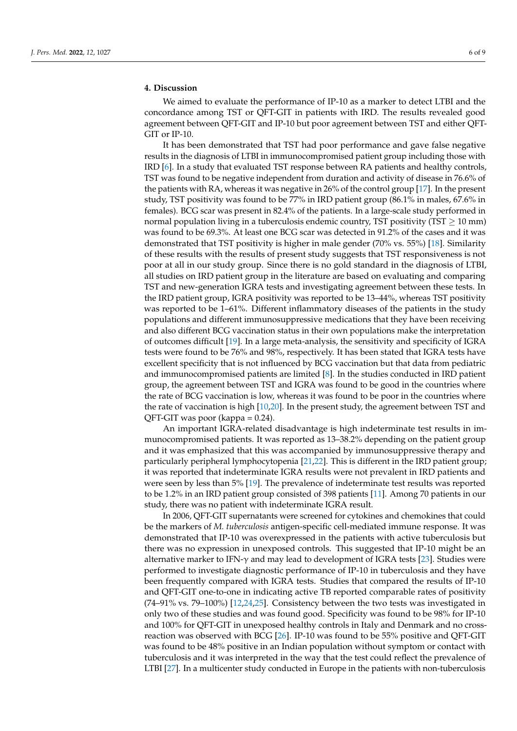## 4. Discussion

We aimed to evaluate the performance of IP-10 as a marker to detect LTBI and the concordance among TST or QFT-GIT in patients with IRD. The results revealed good agreement between QFT-GIT and IP-10 but poor agreement between TST and either QFT-GIT or IP-10.

It has been demonstrated that TST had poor performance and gave false negative results in the diagnosis of LTBI in immunocompromised patient group including those with IRD [6]. In a study that evaluated TST response between RA patients and healthy controls, TST was found to be negative independent from duration and activity of disease in 76.6% of the patients with RA, whereas it was negative in 26% of the control group [17]. In the present study, TST positivity was found to be 77% in IRD patient group (86.1% in males, 67.6% in females). BCG scar was present in 82.4% of the patients. In a large-scale study performed in normal population living in a tuberculosis endemic country, TST positivity (TST $\geq$ 10 mm) was found to be 69.3%. At least one BCG scar was detected in 91.2% of the cases and it was demonstrated that TST positivity is higher in male gender (70% vs. 55%) [18]. Similarity of these results with the results of present study suggests that TST responsiveness is not poor at all in our study group. Since there is no gold standard in the diagnosis of LTBI, all studies on IRD patient group in the literature are based on evaluating and comparing TST and new-generation IGRA tests and investigating agreement between these tests. In the IRD patient group, IGRA positivity was reported to be 13–44%, whereas TST positivity was reported to be 1–61%. Different inflammatory diseases of the patients in the study populations and different immunosuppressive medications that they have been receiving and also different BCG vaccination status in their own populations make the interpretation of outcomes difficult [19]. In a large meta-analysis, the sensitivity and specificity of IGRA tests were found to be 76% and 98%, respectively. It has been stated that IGRA tests have excellent specificity that is not influenced by BCG vaccination but that data from pediatric and immunocompromised patients are limited [8]. In the studies conducted in IRD patient group, the agreement between TST and IGRA was found to be good in the countries where the rate of BCG vaccination is low, whereas it was found to be poor in the countries where the rate of vaccination is high [10,20]. In the present study, the agreement between TST and QFT-GIT was poor (kappa = 0.24).

An important IGRA-related disadvantage is high indeterminate test results in immunocompromised patients. It was reported as 13–38.2% depending on the patient group and it was emphasized that this was accompanied by immunosuppressive therapy and particularly peripheral lymphocytopenia [21,22]. This is different in the IRD patient group; it was reported that indeterminate IGRA results were not prevalent in IRD patients and were seen by less than 5% [19]. The prevalence of indeterminate test results was reported to be 1.2% in an IRD patient group consisted of 398 patients [11]. Among 70 patients in our study, there was no patient with indeterminate IGRA result.

In 2006, QFT-GIT supernatants were screened for cytokines and chemokines that could be the markers of *M. tuberculosis* antigen-specific cell-mediated immune response. It was demonstrated that IP-10 was overexpressed in the patients with active tuberculosis but there was no expression in unexposed controls. This suggested that IP-10 might be an alternative marker to IFN-$\gamma$ and may lead to development of IGRA tests [23]. Studies were performed to investigate diagnostic performance of IP-10 in tuberculosis and they have been frequently compared with IGRA tests. Studies that compared the results of IP-10 and QFT-GIT one-to-one in indicating active TB reported comparable rates of positivity (74–91% vs. 79–100%) [12,24,25]. Consistency between the two tests was investigated in only two of these studies and was found good. Specificity was found to be 98% for IP-10 and 100% for QFT-GIT in unexposed healthy controls in Italy and Denmark and no cross-reaction was observed with BCG [26]. IP-10 was found to be 55% positive and QFT-GIT was found to be 48% positive in an Indian population without symptom or contact with tuberculosis and it was interpreted in the way that the test could reflect the prevalence of LTBI [27]. In a multicenter study conducted in Europe in the patients with non-tuberculosis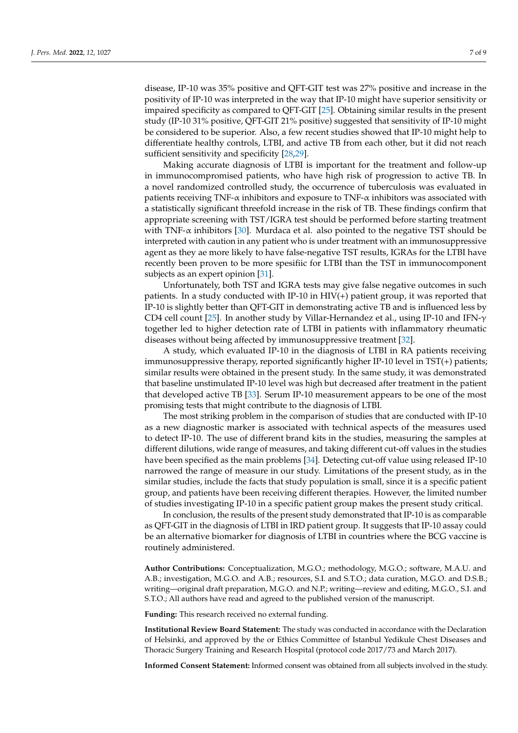disease, IP-10 was 35% positive and QFT-GIT test was 27% positive and increase in the positivity of IP-10 was interpreted in the way that IP-10 might have superior sensitivity or impaired specificity as compared to QFT-GIT [25]. Obtaining similar results in the present study (IP-10 31% positive, QFT-GIT 21% positive) suggested that sensitivity of IP-10 might be considered to be superior. Also, a few recent studies showed that IP-10 might help to differentiate healthy controls, LTBI, and active TB from each other, but it did not reach sufficient sensitivity and specificity [28,29].

Making accurate diagnosis of LTBI is important for the treatment and follow-up in immunocompromised patients, who have high risk of progression to active TB. In a novel randomized controlled study, the occurrence of tuberculosis was evaluated in patients receiving TNF-$\alpha$ inhibitors and exposure to TNF-$\alpha$ inhibitors was associated with a statistically significant threefold increase in the risk of TB. These findings confirm that appropriate screening with TST/IGRA test should be performed before starting treatment with TNF-$\alpha$ inhibitors [30]. Murdaca et al. also pointed to the negative TST should be interpreted with caution in any patient who is under treatment with an immunosuppressive agent as they ae more likely to have false-negative TST results, IGRAs for the LTBI have recently been proven to be more spesifiic for LTBI than the TST in immunocomponent subjects as an expert opinion [31].

Unfortunately, both TST and IGRA tests may give false negative outcomes in such patients. In a study conducted with IP-10 in HIV(+) patient group, it was reported that IP-10 is slightly better than QFT-GIT in demonstrating active TB and is influenced less by CD4 cell count [25]. In another study by Villar-Hernandez et al., using IP-10 and IFN-$\gamma$ together led to higher detection rate of LTBI in patients with inflammatory rheumatic diseases without being affected by immunosuppressive treatment [32].

A study, which evaluated IP-10 in the diagnosis of LTBI in RA patients receiving immunosuppressive therapy, reported significantly higher IP-10 level in TST(+) patients; similar results were obtained in the present study. In the same study, it was demonstrated that baseline unstimulated IP-10 level was high but decreased after treatment in the patient that developed active TB [33]. Serum IP-10 measurement appears to be one of the most promising tests that might contribute to the diagnosis of LTBI.

The most striking problem in the comparison of studies that are conducted with IP-10 as a new diagnostic marker is associated with technical aspects of the measures used to detect IP-10. The use of different brand kits in the studies, measuring the samples at different dilutions, wide range of measures, and taking different cut-off values in the studies have been specified as the main problems [34]. Detecting cut-off value using released IP-10 narrowed the range of measure in our study. Limitations of the present study, as in the similar studies, include the facts that study population is small, since it is a specific patient group, and patients have been receiving different therapies. However, the limited number of studies investigating IP-10 in a specific patient group makes the present study critical.

In conclusion, the results of the present study demonstrated that IP-10 is as comparable as QFT-GIT in the diagnosis of LTBI in IRD patient group. It suggests that IP-10 assay could be an alternative biomarker for diagnosis of LTBI in countries where the BCG vaccine is routinely administered.

**Author Contributions:** Conceptualization, M.G.O.; methodology, M.G.O.; software, M.A.U. and A.B.; investigation, M.G.O. and A.B.; resources, S.I. and S.T.O.; data curation, M.G.O. and D.S.B.; writing—original draft preparation, M.G.O. and N.P.; writing—review and editing, M.G.O., S.I. and S.T.O.; All authors have read and agreed to the published version of the manuscript.

**Funding:** This research received no external funding.

**Institutional Review Board Statement:** The study was conducted in accordance with the Declaration of Helsinki, and approved by the or Ethics Committee of Istanbul Yedikule Chest Diseases and Thoracic Surgery Training and Research Hospital (protocol code 2017/73 and March 2017).

**Informed Consent Statement:** Informed consent was obtained from all subjects involved in the study.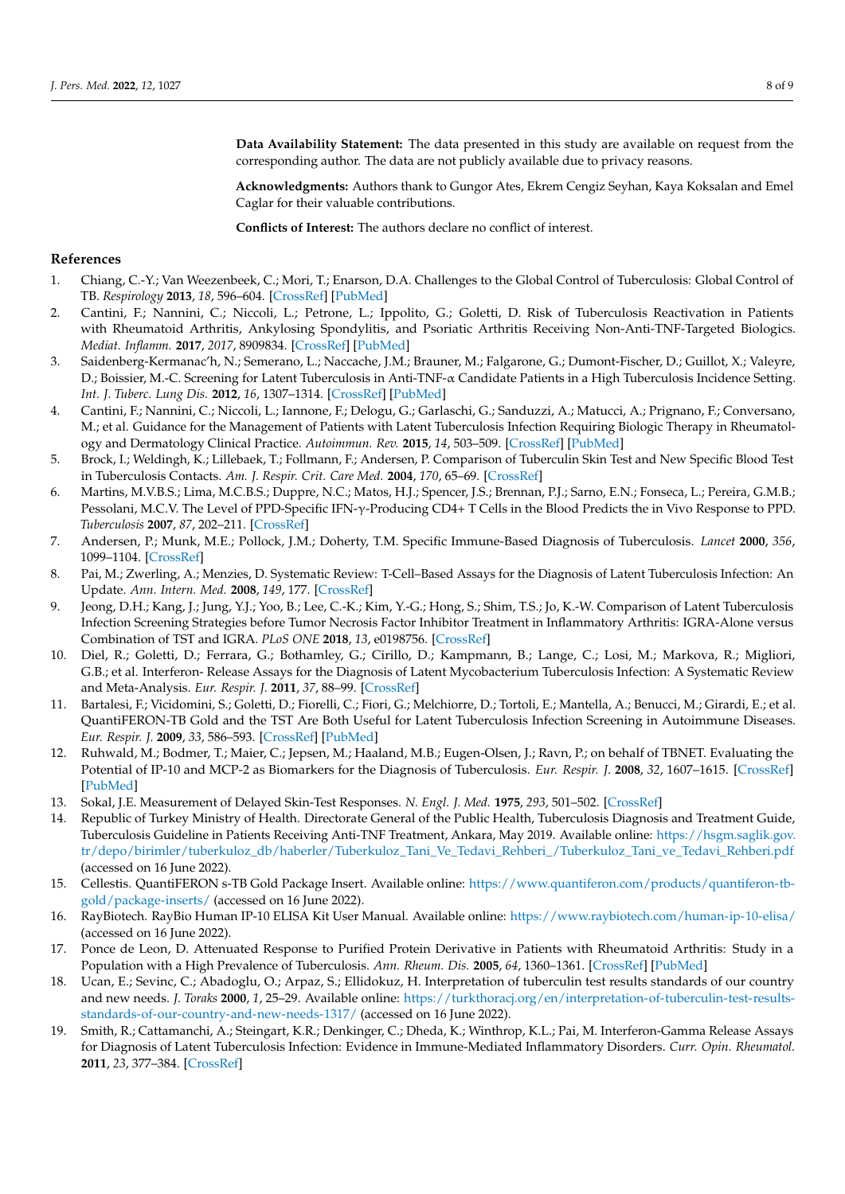**Data Availability Statement:** The data presented in this study are available on request from the corresponding author. The data are not publicly available due to privacy reasons.

**Acknowledgments:** Authors thank to Gungor Ates, Ekrem Cengiz Seyhan, Kaya Koksalan and Emel Caglar for their valuable contributions.

**Conflicts of Interest:** The authors declare no conflict of interest.

## References

1. Chiang, C.-Y.; Van Weezenbeek, C.; Mori, T.; Enarson, D.A. Challenges to the Global Control of Tuberculosis: Global Control of TB. *Respirology* **2013**, *18*, 596–604. [CrossRef] [PubMed]
2. Cantini, F.; Nannini, C.; Niccoli, L.; Petrone, L.; Ippolito, G.; Goletti, D. Risk of Tuberculosis Reactivation in Patients with Rheumatoid Arthritis, Ankylosing Spondylitis, and Psoriatic Arthritis Receiving Non-Anti-TNF-Targeted Biologics. *Mediat. Inflamm.* **2017**, *2017*, 8909834. [CrossRef] [PubMed]
3. Saidenberg-Kermanac'h, N.; Semerano, L.; Naccache, J.M.; Brauner, M.; Falgarone, G.; Dumont-Fischer, D.; Guillot, X.; Valeyre, D.; Boissier, M.-C. Screening for Latent Tuberculosis in Anti-TNF-α Candidate Patients in a High Tuberculosis Incidence Setting. *Int. J. Tuberc. Lung Dis.* **2012**, *16*, 1307–1314. [CrossRef] [PubMed]
4. Cantini, F.; Nannini, C.; Niccoli, L.; Iannone, F.; Delogu, G.; Garlaschi, G.; Sanduzzi, A.; Matucci, A.; Prignano, F.; Conversano, M.; et al. Guidance for the Management of Patients with Latent Tuberculosis Infection Requiring Biologic Therapy in Rheumatology and Dermatology Clinical Practice. *Autoimmun. Rev.* **2015**, *14*, 503–509. [CrossRef] [PubMed]
5. Brock, I.; Weldingh, K.; Lillebaek, T.; Follmann, F.; Andersen, P. Comparison of Tuberculin Skin Test and New Specific Blood Test in Tuberculosis Contacts. *Am. J. Respir. Crit. Care Med.* **2004**, *170*, 65–69. [CrossRef]
6. Martins, M.V.B.S.; Lima, M.C.B.S.; Duppre, N.C.; Matos, H.J.; Spencer, J.S.; Brennan, P.J.; Sarno, E.N.; Fonseca, L.; Pereira, G.M.B.; Pessolani, M.C.V. The Level of PPD-Specific IFN-γ-Producing CD4+ T Cells in the Blood Predicts the in Vivo Response to PPD. *Tuberculosis* **2007**, *87*, 202–211. [CrossRef]
7. Andersen, P.; Munk, M.E.; Pollock, J.M.; Doherty, T.M. Specific Immune-Based Diagnosis of Tuberculosis. *Lancet* **2000**, *356*, 1099–1104. [CrossRef]
8. Pai, M.; Zwerling, A.; Menzies, D. Systematic Review: T-Cell–Based Assays for the Diagnosis of Latent Tuberculosis Infection: An Update. *Ann. Intern. Med.* **2008**, *149*, 177. [CrossRef]
9. Jeong, D.H.; Kang, J.; Jung, Y.J.; Yoo, B.; Lee, C.-K.; Kim, Y.-G.; Hong, S.; Shim, T.S.; Jo, K.-W. Comparison of Latent Tuberculosis Infection Screening Strategies before Tumor Necrosis Factor Inhibitor Treatment in Inflammatory Arthritis: IGRA-Alone versus Combination of TST and IGRA. *PLoS ONE* **2018**, *13*, e0198756. [CrossRef]
10. Diel, R.; Goletti, D.; Ferrara, G.; Bothamley, G.; Cirillo, D.; Kampmann, B.; Lange, C.; Losi, M.; Markova, R.; Migliori, G.B.; et al. Interferon- Release Assays for the Diagnosis of Latent Mycobacterium Tuberculosis Infection: A Systematic Review and Meta-Analysis. *Eur. Respir. J.* **2011**, *37*, 88–99. [CrossRef]
11. Bartalesi, F.; Vicidomini, S.; Goletti, D.; Fiorelli, C.; Fiori, G.; Melchiorre, D.; Tortoli, E.; Mantella, A.; Benucci, M.; Girardi, E.; et al. QuantiFERON-TB Gold and the TST Are Both Useful for Latent Tuberculosis Infection Screening in Autoimmune Diseases. *Eur. Respir. J.* **2009**, *33*, 586–593. [CrossRef] [PubMed]
12. Ruhwald, M.; Bodmer, T.; Maier, C.; Jepsen, M.; Haaland, M.B.; Eugen-Olsen, J.; Ravn, P.; on behalf of TBNET. Evaluating the Potential of IP-10 and MCP-2 as Biomarkers for the Diagnosis of Tuberculosis. *Eur. Respir. J.* **2008**, *32*, 1607–1615. [CrossRef] [PubMed]
13. Sokal, J.E. Measurement of Delayed Skin-Test Responses. *N. Engl. J. Med.* **1975**, *293*, 501–502. [CrossRef]
14. Republic of Turkey Ministry of Health. Directorate General of the Public Health, Tuberculosis Diagnosis and Treatment Guide, Tuberculosis Guideline in Patients Receiving Anti-TNF Treatment, Ankara, May 2019. Available online: https://hsgm.saglik.gov.tr/depo/birimler/tuberkuloz_db/haberler/Tuberkuloz_Tani_Ve_Tedavi_Rehberi_/Tuberkuloz_Tani_ve_Tedavi_Rehberi.pdf (accessed on 16 June 2022).
15. Cellestis. QuantiFERON s-TB Gold Package Insert. Available online: https://www.quantiferon.com/products/quantiferon-tb-gold/package-inserts/ (accessed on 16 June 2022).
16. RayBiotech. RayBio Human IP-10 ELISA Kit User Manual. Available online: https://www.raybiotech.com/human-ip-10-elisa/ (accessed on 16 June 2022).
17. Ponce de Leon, D. Attenuated Response to Purified Protein Derivative in Patients with Rheumatoid Arthritis: Study in a Population with a High Prevalence of Tuberculosis. *Ann. Rheum. Dis.* **2005**, *64*, 1360–1361. [CrossRef] [PubMed]
18. Ucan, E.; Sevinc, C.; Abadoglu, O.; Arpaz, S.; Ellidokuz, H. Interpretation of tuberculin test results standards of our country and new needs. *J. Toraks* **2000**, *1*, 25–29. Available online: https://turkthoracj.org/en/interpretation-of-tuberculin-test-results-standards-of-our-country-and-new-needs-1317/ (accessed on 16 June 2022).
19. Smith, R.; Cattamanchi, A.; Steingart, K.R.; Denkinger, C.; Dheda, K.; Winthrop, K.L.; Pai, M. Interferon-Gamma Release Assays for Diagnosis of Latent Tuberculosis Infection: Evidence in Immune-Mediated Inflammatory Disorders. *Curr. Opin. Rheumatol.* **2011**, *23*, 377–384. [CrossRef]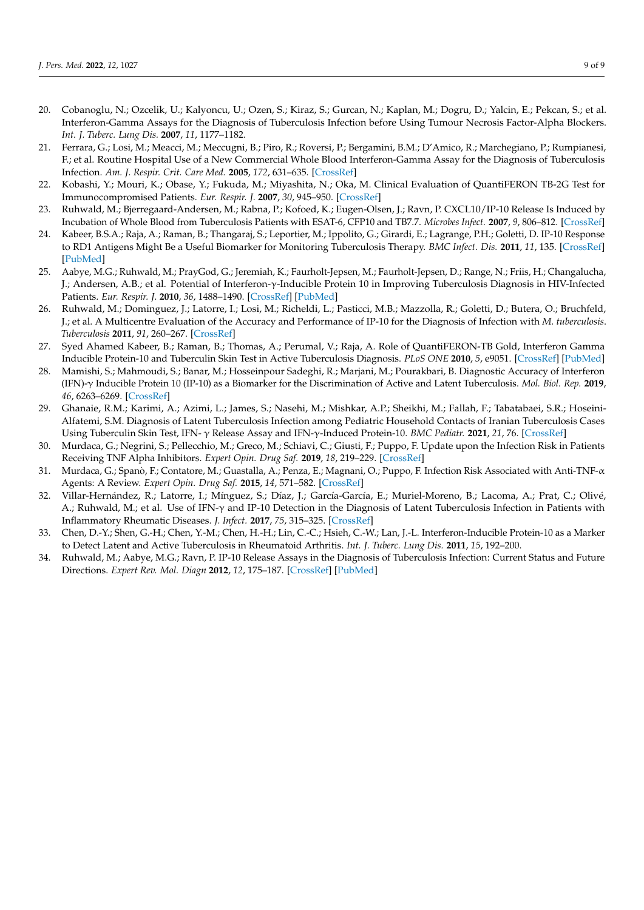20. Cobanoglu, N.; Ozcelik, U.; Kalyoncu, U.; Ozen, S.; Kiraz, S.; Gurcan, N.; Kaplan, M.; Dogru, D.; Yalcin, E.; Pekcan, S.; et al. Interferon-Gamma Assays for the Diagnosis of Tuberculosis Infection before Using Tumour Necrosis Factor-Alpha Blockers. *Int. J. Tuberc. Lung Dis.* **2007**, *11*, 1177–1182.
21. Ferrara, G.; Losi, M.; Meacci, M.; Meccugni, B.; Piro, R.; Roversi, P.; Bergamini, B.M.; D'Amico, R.; Marchegiano, P.; Rumpianesi, F.; et al. Routine Hospital Use of a New Commercial Whole Blood Interferon-Gamma Assay for the Diagnosis of Tuberculosis Infection. *Am. J. Respir. Crit. Care Med.* **2005**, *172*, 631–635. [CrossRef]
22. Kobashi, Y.; Mouri, K.; Obase, Y.; Fukuda, M.; Miyashita, N.; Oka, M. Clinical Evaluation of QuantiFERON TB-2G Test for Immunocompromised Patients. *Eur. Respir. J.* **2007**, *30*, 945–950. [CrossRef]
23. Ruhwald, M.; Bjerregaard-Andersen, M.; Rabna, P.; Kofoed, K.; Eugen-Olsen, J.; Ravn, P. CXCL10/IP-10 Release Is Induced by Incubation of Whole Blood from Tuberculosis Patients with ESAT-6, CFP10 and TB7.7. *Microbes Infect.* **2007**, *9*, 806–812. [CrossRef]
24. Kabeer, B.S.A.; Raja, A.; Raman, B.; Thangaraj, S.; Leportier, M.; Ippolito, G.; Girardi, E.; Lagrange, P.H.; Goletti, D. IP-10 Response to RD1 Antigens Might Be a Useful Biomarker for Monitoring Tuberculosis Therapy. *BMC Infect. Dis.* **2011**, *11*, 135. [CrossRef] [PubMed]
25. Aabye, M.G.; Ruhwald, M.; PrayGod, G.; Jeremiah, K.; Faurholt-Jepsen, M.; Faurholt-Jepsen, D.; Range, N.; Friis, H.; Changalucha, J.; Andersen, A.B.; et al. Potential of Interferon-γ-Inducible Protein 10 in Improving Tuberculosis Diagnosis in HIV-Infected Patients. *Eur. Respir. J.* **2010**, *36*, 1488–1490. [CrossRef] [PubMed]
26. Ruhwald, M.; Dominguez, J.; Latorre, I.; Losi, M.; Richeldi, L.; Pasticci, M.B.; Mazzolla, R.; Goletti, D.; Butera, O.; Bruchfeld, J.; et al. A Multicentre Evaluation of the Accuracy and Performance of IP-10 for the Diagnosis of Infection with *M. tuberculosis*. *Tuberculosis* **2011**, *91*, 260–267. [CrossRef]
27. Syed Ahamed Kabeer, B.; Raman, B.; Thomas, A.; Perumal, V.; Raja, A. Role of QuantiFERON-TB Gold, Interferon Gamma Inducible Protein-10 and Tuberculin Skin Test in Active Tuberculosis Diagnosis. *PLoS ONE* **2010**, *5*, e9051. [CrossRef] [PubMed]
28. Mamishi, S.; Mahmoudi, S.; Banar, M.; Hosseinpour Sadeghi, R.; Marjani, M.; Pourakbari, B. Diagnostic Accuracy of Interferon (IFN)-γ Inducible Protein 10 (IP-10) as a Biomarker for the Discrimination of Active and Latent Tuberculosis. *Mol. Biol. Rep.* **2019**, *46*, 6263–6269. [CrossRef]
29. Ghanaie, R.M.; Karimi, A.; Azimi, L.; James, S.; Nasehi, M.; Mishkar, A.P.; Sheikhi, M.; Fallah, F.; Tabatabaei, S.R.; Hoseini-Alfatemi, S.M. Diagnosis of Latent Tuberculosis Infection among Pediatric Household Contacts of Iranian Tuberculosis Cases Using Tuberculin Skin Test, IFN- γ Release Assay and IFN-γ-Induced Protein-10. *BMC Pediatr.* **2021**, *21*, 76. [CrossRef]
30. Murdaca, G.; Negrini, S.; Pellecchio, M.; Greco, M.; Schiavi, C.; Giusti, F.; Puppo, F. Update upon the Infection Risk in Patients Receiving TNF Alpha Inhibitors. *Expert Opin. Drug Saf.* **2019**, *18*, 219–229. [CrossRef]
31. Murdaca, G.; Spanò, F.; Contatore, M.; Guastalla, A.; Penza, E.; Magnani, O.; Puppo, F. Infection Risk Associated with Anti-TNF-α Agents: A Review. *Expert Opin. Drug Saf.* **2015**, *14*, 571–582. [CrossRef]
32. Villar-Hernández, R.; Latorre, I.; Mínguez, S.; Díaz, J.; García-García, E.; Muriel-Moreno, B.; Lacoma, A.; Prat, C.; Olivé, A.; Ruhwald, M.; et al. Use of IFN-γ and IP-10 Detection in the Diagnosis of Latent Tuberculosis Infection in Patients with Inflammatory Rheumatic Diseases. *J. Infect.* **2017**, *75*, 315–325. [CrossRef]
33. Chen, D.-Y.; Shen, G.-H.; Chen, Y.-M.; Chen, H.-H.; Lin, C.-C.; Hsieh, C.-W.; Lan, J.-L. Interferon-Inducible Protein-10 as a Marker to Detect Latent and Active Tuberculosis in Rheumatoid Arthritis. *Int. J. Tuberc. Lung Dis.* **2011**, *15*, 192–200.
34. Ruhwald, M.; Aabye, M.G.; Ravn, P. IP-10 Release Assays in the Diagnosis of Tuberculosis Infection: Current Status and Future Directions. *Expert Rev. Mol. Diagn* **2012**, *12*, 175–187. [CrossRef] [PubMed]